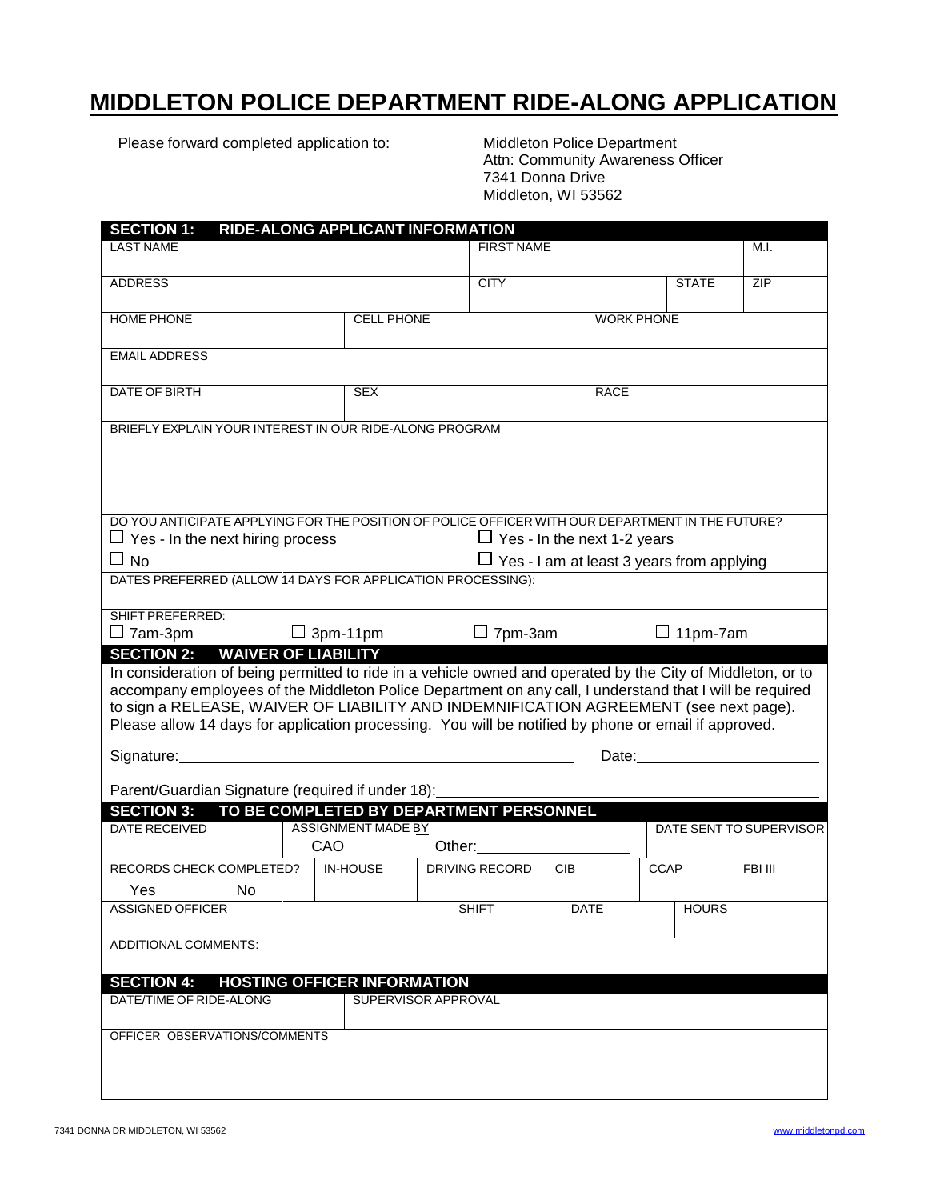# MIDDLETON POLICE DEPARTMENT RIDE-ALONG APPLICATION

Please forward completed application to:

Middleton Police Department
Attn: Community Awareness Officer
7341 Donna Drive
Middleton, WI 53562

## SECTION 1: RIDE-ALONG APPLICANT INFORMATION

| LAST NAME | | FIRST NAME | | M.I. |
|---|---|---|---|---|
| | | | | |
| ADDRESS | | CITY | STATE | ZIP |
| | | | | |

| HOME PHONE | CELL PHONE | WORK PHONE |
|---|---|---|
| | | |

EMAIL ADDRESS

| DATE OF BIRTH | SEX | RACE |
|---|---|---|
| | | |

BRIEFLY EXPLAIN YOUR INTEREST IN OUR RIDE-ALONG PROGRAM

DO YOU ANTICIPATE APPLYING FOR THE POSITION OF POLICE OFFICER WITH OUR DEPARTMENT IN THE FUTURE?

☐ Yes - In the next hiring process
☐ Yes - In the next 1-2 years
☐ No
☐ Yes - I am at least 3 years from applying

DATES PREFERRED (ALLOW 14 DAYS FOR APPLICATION PROCESSING):

SHIFT PREFERRED:

☐ 7am-3pm ☐ 3pm-11pm ☐ 7pm-3am ☐ 11pm-7am

## SECTION 2: WAIVER OF LIABILITY

In consideration of being permitted to ride in a vehicle owned and operated by the City of Middleton, or to accompany employees of the Middleton Police Department on any call, I understand that I will be required to sign a RELEASE, WAIVER OF LIABILITY AND INDEMNIFICATION AGREEMENT (see next page). Please allow 14 days for application processing. You will be notified by phone or email if approved.

Signature:______________________________ Date:__________________

Parent/Guardian Signature (required if under 18):______________________________

## SECTION 3: TO BE COMPLETED BY DEPARTMENT PERSONNEL

| DATE RECEIVED | ASSIGNMENT MADE BY | | DATE SENT TO SUPERVISOR |
|---|---|---|---|
| | CAO | Other:__________ | |

| RECORDS CHECK COMPLETED? | IN-HOUSE | DRIVING RECORD | CIB | CCAP | FBI III |
|---|---|---|---|---|---|
| Yes No | | | | | |

| ASSIGNED OFFICER | SHIFT | DATE | HOURS |
|---|---|---|---|
| | | | |

ADDITIONAL COMMENTS:

## SECTION 4: HOSTING OFFICER INFORMATION

| DATE/TIME OF RIDE-ALONG | SUPERVISOR APPROVAL |
|---|---|
| | |

OFFICER OBSERVATIONS/COMMENTS

7341 DONNA DR MIDDLETON, WI 53562 www.middletonpd.com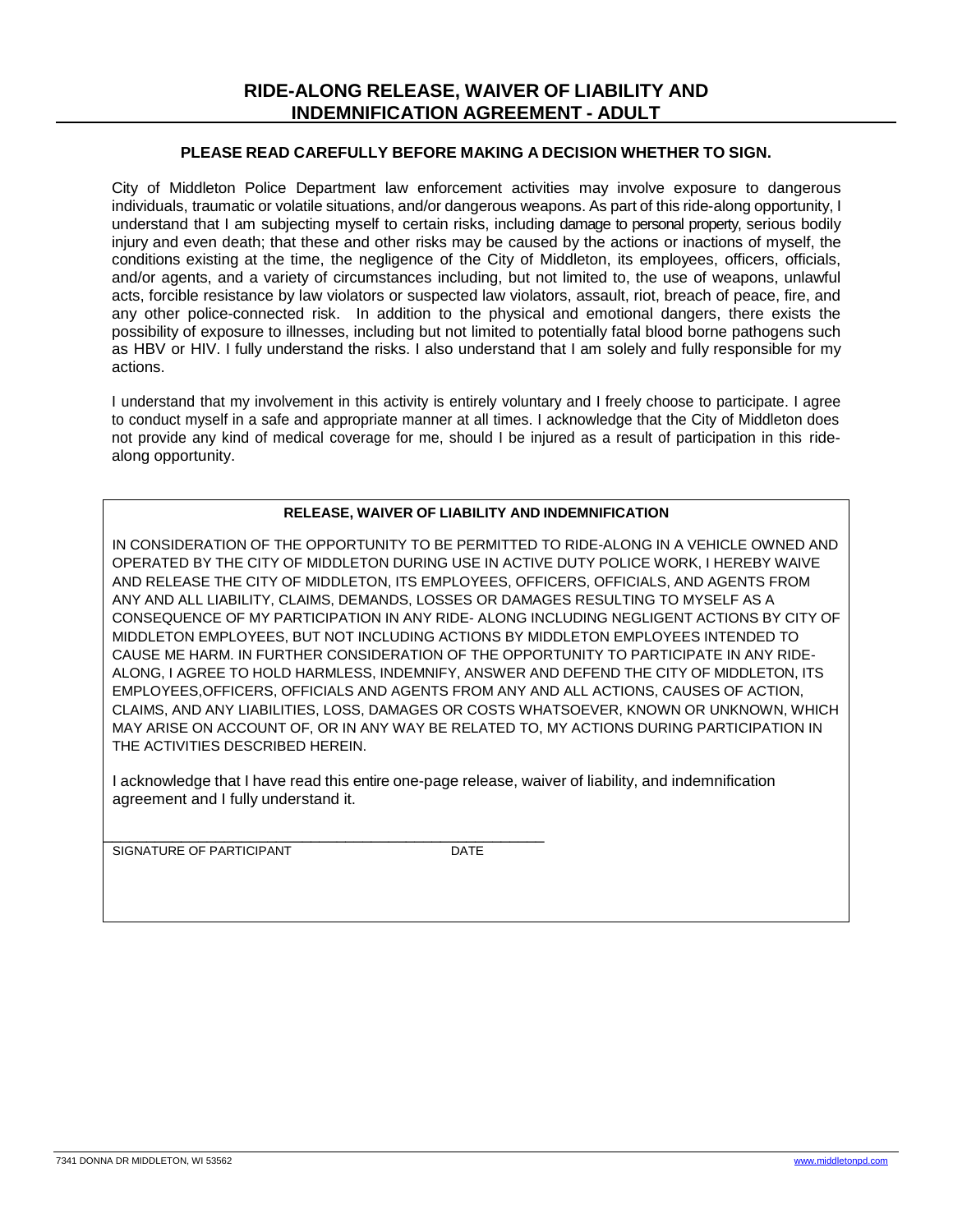# RIDE-ALONG RELEASE, WAIVER OF LIABILITY AND INDEMNIFICATION AGREEMENT - ADULT

**PLEASE READ CAREFULLY BEFORE MAKING A DECISION WHETHER TO SIGN.**

City of Middleton Police Department law enforcement activities may involve exposure to dangerous individuals, traumatic or volatile situations, and/or dangerous weapons. As part of this ride-along opportunity, I understand that I am subjecting myself to certain risks, including damage to personal property, serious bodily injury and even death; that these and other risks may be caused by the actions or inactions of myself, the conditions existing at the time, the negligence of the City of Middleton, its employees, officers, officials, and/or agents, and a variety of circumstances including, but not limited to, the use of weapons, unlawful acts, forcible resistance by law violators or suspected law violators, assault, riot, breach of peace, fire, and any other police-connected risk. In addition to the physical and emotional dangers, there exists the possibility of exposure to illnesses, including but not limited to potentially fatal blood borne pathogens such as HBV or HIV. I fully understand the risks. I also understand that I am solely and fully responsible for my actions.

I understand that my involvement in this activity is entirely voluntary and I freely choose to participate. I agree to conduct myself in a safe and appropriate manner at all times. I acknowledge that the City of Middleton does not provide any kind of medical coverage for me, should I be injured as a result of participation in this ride-along opportunity.

**RELEASE, WAIVER OF LIABILITY AND INDEMNIFICATION**

IN CONSIDERATION OF THE OPPORTUNITY TO BE PERMITTED TO RIDE-ALONG IN A VEHICLE OWNED AND OPERATED BY THE CITY OF MIDDLETON DURING USE IN ACTIVE DUTY POLICE WORK, I HEREBY WAIVE AND RELEASE THE CITY OF MIDDLETON, ITS EMPLOYEES, OFFICERS, OFFICIALS, AND AGENTS FROM ANY AND ALL LIABILITY, CLAIMS, DEMANDS, LOSSES OR DAMAGES RESULTING TO MYSELF AS A CONSEQUENCE OF MY PARTICIPATION IN ANY RIDE- ALONG INCLUDING NEGLIGENT ACTIONS BY CITY OF MIDDLETON EMPLOYEES, BUT NOT INCLUDING ACTIONS BY MIDDLETON EMPLOYEES INTENDED TO CAUSE ME HARM. IN FURTHER CONSIDERATION OF THE OPPORTUNITY TO PARTICIPATE IN ANY RIDE-ALONG, I AGREE TO HOLD HARMLESS, INDEMNIFY, ANSWER AND DEFEND THE CITY OF MIDDLETON, ITS EMPLOYEES,OFFICERS, OFFICIALS AND AGENTS FROM ANY AND ALL ACTIONS, CAUSES OF ACTION, CLAIMS, AND ANY LIABILITIES, LOSS, DAMAGES OR COSTS WHATSOEVER, KNOWN OR UNKNOWN, WHICH MAY ARISE ON ACCOUNT OF, OR IN ANY WAY BE RELATED TO, MY ACTIONS DURING PARTICIPATION IN THE ACTIVITIES DESCRIBED HEREIN.

I acknowledge that I have read this entire one-page release, waiver of liability, and indemnification agreement and I fully understand it.

\_\_\_\_\_\_\_\_\_\_\_\_\_\_\_\_\_\_\_\_\_\_\_\_\_\_\_\_\_\_\_\_\_\_\_\_\_\_\_\_\_\_\_\_\_\_\_\_\_\_\_\_\_\_\_\_

SIGNATURE OF PARTICIPANT DATE

7341 DONNA DR MIDDLETON, WI 53562 www.middletonpd.com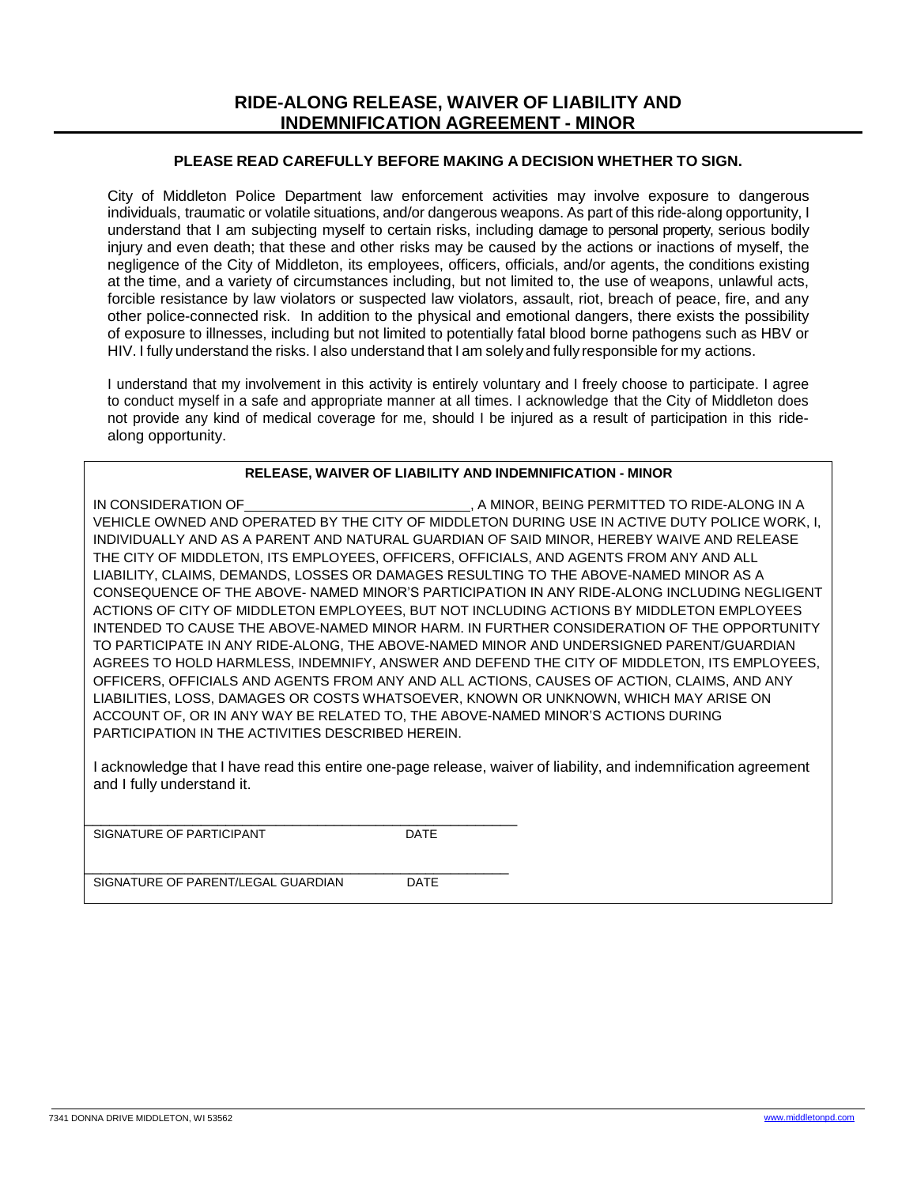# RIDE-ALONG RELEASE, WAIVER OF LIABILITY AND INDEMNIFICATION AGREEMENT - MINOR

**PLEASE READ CAREFULLY BEFORE MAKING A DECISION WHETHER TO SIGN.**

City of Middleton Police Department law enforcement activities may involve exposure to dangerous individuals, traumatic or volatile situations, and/or dangerous weapons. As part of this ride-along opportunity, I understand that I am subjecting myself to certain risks, including damage to personal property, serious bodily injury and even death; that these and other risks may be caused by the actions or inactions of myself, the negligence of the City of Middleton, its employees, officers, officials, and/or agents, the conditions existing at the time, and a variety of circumstances including, but not limited to, the use of weapons, unlawful acts, forcible resistance by law violators or suspected law violators, assault, riot, breach of peace, fire, and any other police-connected risk. In addition to the physical and emotional dangers, there exists the possibility of exposure to illnesses, including but not limited to potentially fatal blood borne pathogens such as HBV or HIV. I fully understand the risks. I also understand that I am solely and fully responsible for my actions.

I understand that my involvement in this activity is entirely voluntary and I freely choose to participate. I agree to conduct myself in a safe and appropriate manner at all times. I acknowledge that the City of Middleton does not provide any kind of medical coverage for me, should I be injured as a result of participation in this ride-along opportunity.

**RELEASE, WAIVER OF LIABILITY AND INDEMNIFICATION - MINOR**

IN CONSIDERATION OF______________________________, A MINOR, BEING PERMITTED TO RIDE-ALONG IN A VEHICLE OWNED AND OPERATED BY THE CITY OF MIDDLETON DURING USE IN ACTIVE DUTY POLICE WORK, I, INDIVIDUALLY AND AS A PARENT AND NATURAL GUARDIAN OF SAID MINOR, HEREBY WAIVE AND RELEASE THE CITY OF MIDDLETON, ITS EMPLOYEES, OFFICERS, OFFICIALS, AND AGENTS FROM ANY AND ALL LIABILITY, CLAIMS, DEMANDS, LOSSES OR DAMAGES RESULTING TO THE ABOVE-NAMED MINOR AS A CONSEQUENCE OF THE ABOVE- NAMED MINOR'S PARTICIPATION IN ANY RIDE-ALONG INCLUDING NEGLIGENT ACTIONS OF CITY OF MIDDLETON EMPLOYEES, BUT NOT INCLUDING ACTIONS BY MIDDLETON EMPLOYEES INTENDED TO CAUSE THE ABOVE-NAMED MINOR HARM. IN FURTHER CONSIDERATION OF THE OPPORTUNITY TO PARTICIPATE IN ANY RIDE-ALONG, THE ABOVE-NAMED MINOR AND UNDERSIGNED PARENT/GUARDIAN AGREES TO HOLD HARMLESS, INDEMNIFY, ANSWER AND DEFEND THE CITY OF MIDDLETON, ITS EMPLOYEES, OFFICERS, OFFICIALS AND AGENTS FROM ANY AND ALL ACTIONS, CAUSES OF ACTION, CLAIMS, AND ANY LIABILITIES, LOSS, DAMAGES OR COSTS WHATSOEVER, KNOWN OR UNKNOWN, WHICH MAY ARISE ON ACCOUNT OF, OR IN ANY WAY BE RELATED TO, THE ABOVE-NAMED MINOR'S ACTIONS DURING PARTICIPATION IN THE ACTIVITIES DESCRIBED HEREIN.

I acknowledge that I have read this entire one-page release, waiver of liability, and indemnification agreement and I fully understand it.

________________________________________________________

SIGNATURE OF PARTICIPANT DATE

________________________________________________________

SIGNATURE OF PARENT/LEGAL GUARDIAN DATE

7341 DONNA DRIVE MIDDLETON, WI 53562 www.middletonpd.com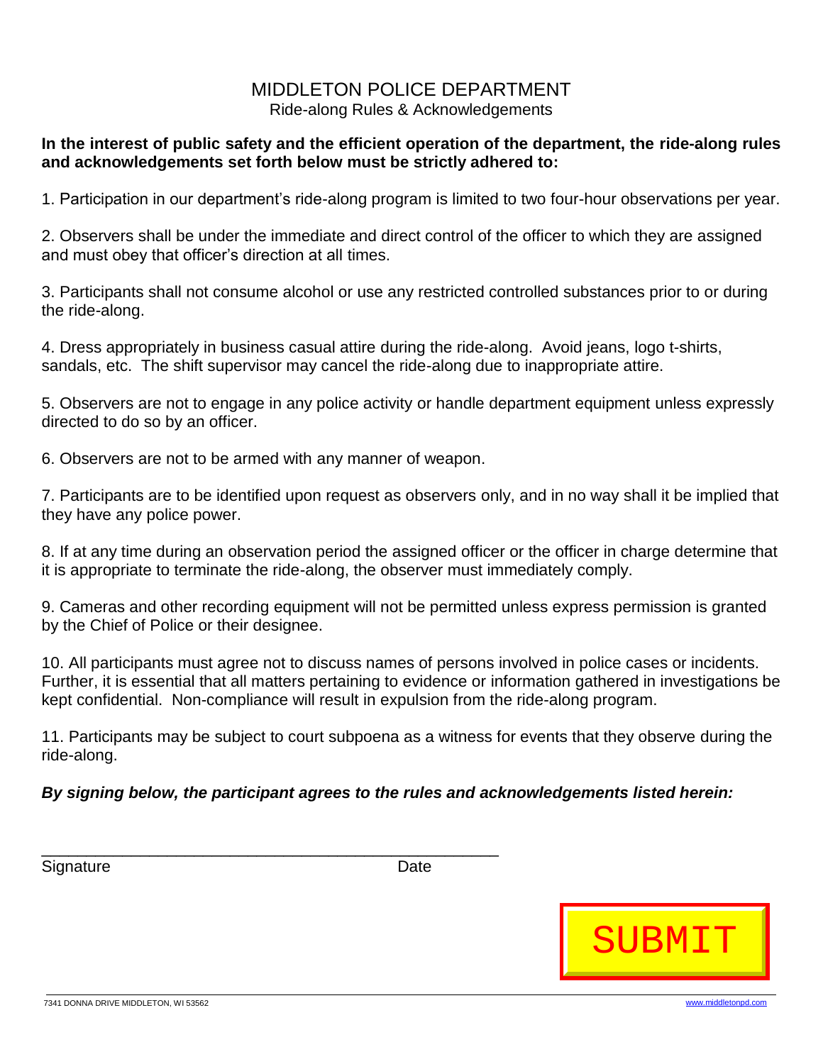# MIDDLETON POLICE DEPARTMENT

## Ride-along Rules & Acknowledgements

**In the interest of public safety and the efficient operation of the department, the ride-along rules and acknowledgements set forth below must be strictly adhered to:**

1. Participation in our department's ride-along program is limited to two four-hour observations per year.

2. Observers shall be under the immediate and direct control of the officer to which they are assigned and must obey that officer's direction at all times.

3. Participants shall not consume alcohol or use any restricted controlled substances prior to or during the ride-along.

4. Dress appropriately in business casual attire during the ride-along. Avoid jeans, logo t-shirts, sandals, etc. The shift supervisor may cancel the ride-along due to inappropriate attire.

5. Observers are not to engage in any police activity or handle department equipment unless expressly directed to do so by an officer.

6. Observers are not to be armed with any manner of weapon.

7. Participants are to be identified upon request as observers only, and in no way shall it be implied that they have any police power.

8. If at any time during an observation period the assigned officer or the officer in charge determine that it is appropriate to terminate the ride-along, the observer must immediately comply.

9. Cameras and other recording equipment will not be permitted unless express permission is granted by the Chief of Police or their designee.

10. All participants must agree not to discuss names of persons involved in police cases or incidents. Further, it is essential that all matters pertaining to evidence or information gathered in investigations be kept confidential. Non-compliance will result in expulsion from the ride-along program.

11. Participants may be subject to court subpoena as a witness for events that they observe during the ride-along.

***By signing below, the participant agrees to the rules and acknowledgements listed herein:***

\_\_\_\_\_\_\_\_\_\_\_\_\_\_\_\_\_\_\_\_\_\_\_\_\_\_\_\_\_\_\_\_\_\_\_\_\_\_\_\_\_\_\_\_\_\_\_\_\_\_

Signature Date

SUBMIT

7341 DONNA DRIVE MIDDLETON, WI 53562

www.middletonpd.com